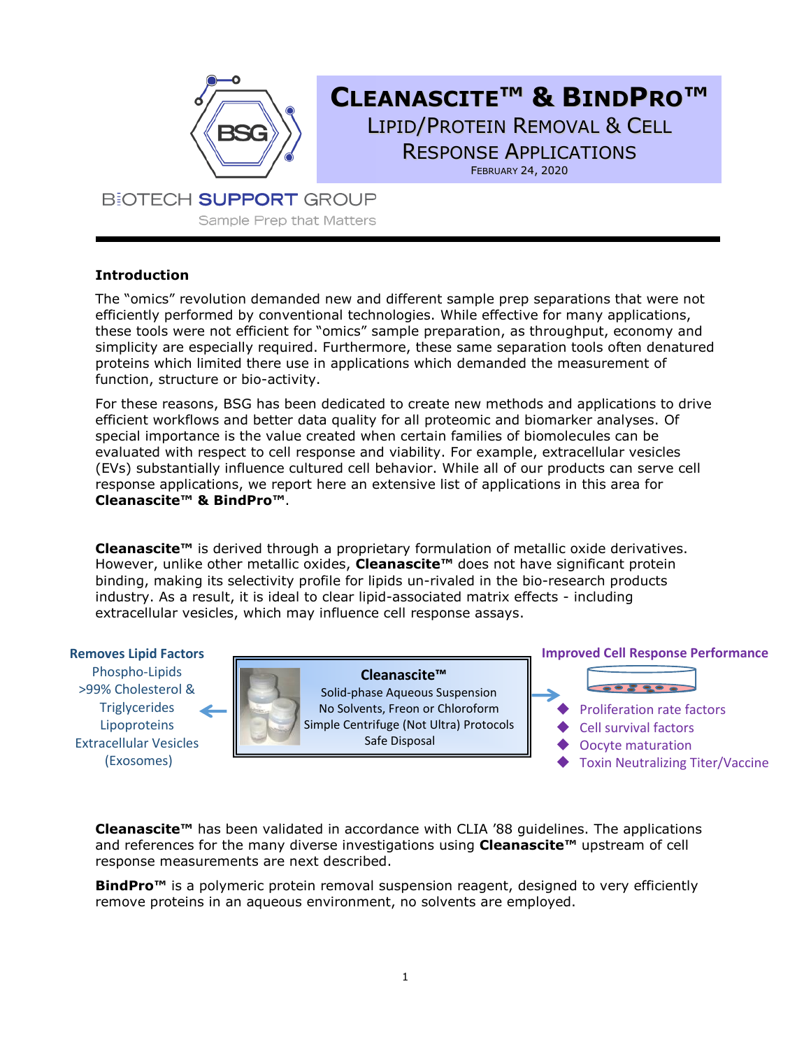# CLEANASCITE™ & BINDPRO™

## LIPID/PROTEIN REMOVAL & CELL RESPONSE APPLICATIONS

FEBRUARY 24, 2020

BIOTECH SUPPORT GROUP

Sample Prep that Matters

---

**Introduction**

The "omics" revolution demanded new and different sample prep separations that were not efficiently performed by conventional technologies. While effective for many applications, these tools were not efficient for "omics" sample preparation, as throughput, economy and simplicity are especially required. Furthermore, these same separation tools often denatured proteins which limited there use in applications which demanded the measurement of function, structure or bio-activity.

For these reasons, BSG has been dedicated to create new methods and applications to drive efficient workflows and better data quality for all proteomic and biomarker analyses. Of special importance is the value created when certain families of biomolecules can be evaluated with respect to cell response and viability. For example, extracellular vesicles (EVs) substantially influence cultured cell behavior. While all of our products can serve cell response applications, we report here an extensive list of applications in this area for **Cleanascite™ & BindPro™**.

**Cleanascite™** is derived through a proprietary formulation of metallic oxide derivatives. However, unlike other metallic oxides, **Cleanascite™** does not have significant protein binding, making its selectivity profile for lipids un-rivaled in the bio-research products industry. As a result, it is ideal to clear lipid-associated matrix effects - including extracellular vesicles, which may influence cell response assays.

**Removes Lipid Factors**
- Phospho-Lipids
- >99% Cholesterol & Triglycerides
- Lipoproteins
- Extracellular Vesicles (Exosomes)

**Cleanascite™**
Solid-phase Aqueous Suspension
No Solvents, Freon or Chloroform
Simple Centrifuge (Not Ultra) Protocols
Safe Disposal

**Improved Cell Response Performance**
- Proliferation rate factors
- Cell survival factors
- Oocyte maturation
- Toxin Neutralizing Titer/Vaccine

**Cleanascite™** has been validated in accordance with CLIA '88 guidelines. The applications and references for the many diverse investigations using **Cleanascite™** upstream of cell response measurements are next described.

**BindPro™** is a polymeric protein removal suspension reagent, designed to very efficiently remove proteins in an aqueous environment, no solvents are employed.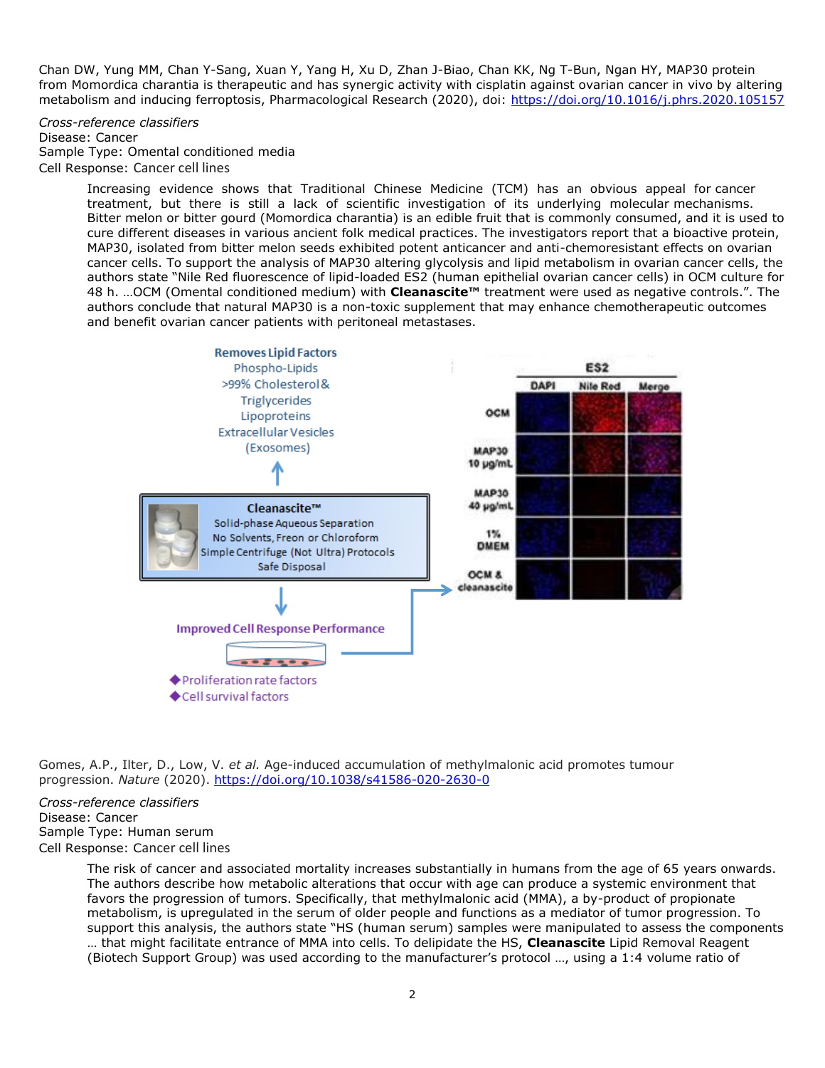Chan DW, Yung MM, Chan Y-Sang, Xuan Y, Yang H, Xu D, Zhan J-Biao, Chan KK, Ng T-Bun, Ngan HY, MAP30 protein from Momordica charantia is therapeutic and has synergic activity with cisplatin against ovarian cancer in vivo by altering metabolism and inducing ferroptosis, Pharmacological Research (2020), doi: https://doi.org/10.1016/j.phrs.2020.105157

*Cross-reference classifiers*
Disease: Cancer
Sample Type: Omental conditioned media
Cell Response: Cancer cell lines

> Increasing evidence shows that Traditional Chinese Medicine (TCM) has an obvious appeal for cancer treatment, but there is still a lack of scientific investigation of its underlying molecular mechanisms. Bitter melon or bitter gourd (Momordica charantia) is an edible fruit that is commonly consumed, and it is used to cure different diseases in various ancient folk medical practices. The investigators report that a bioactive protein, MAP30, isolated from bitter melon seeds exhibited potent anticancer and anti-chemoresistant effects on ovarian cancer cells. To support the analysis of MAP30 altering glycolysis and lipid metabolism in ovarian cancer cells, the authors state "Nile Red fluorescence of lipid-loaded ES2 (human epithelial ovarian cancer cells) in OCM culture for 48 h. …OCM (Omental conditioned medium) with **Cleanascite™** treatment were used as negative controls.". The authors conclude that natural MAP30 is a non-toxic supplement that may enhance chemotherapeutic outcomes and benefit ovarian cancer patients with peritoneal metastases.

Removes Lipid Factors
Phospho-Lipids
>99% Cholesterol & Triglycerides
Lipoproteins
Extracellular Vesicles (Exosomes)

**Cleanascite™**
Solid-phase Aqueous Separation
No Solvents, Freon or Chloroform
Simple Centrifuge (Not Ultra) Protocols
Safe Disposal

Improved Cell Response Performance
- Proliferation rate factors
- Cell survival factors

| ES2 | DAPI | Nile Red | Merge |
|---|---|---|---|
| OCM | | | |
| MAP30 10 μg/mL | | | |
| MAP30 40 μg/mL | | | |
| 1% DMEM | | | |
| OCM & cleanascite | | | |

Gomes, A.P., Ilter, D., Low, V. *et al.* Age-induced accumulation of methylmalonic acid promotes tumour progression. *Nature* (2020). https://doi.org/10.1038/s41586-020-2630-0

*Cross-reference classifiers*
Disease: Cancer
Sample Type: Human serum
Cell Response: Cancer cell lines

> The risk of cancer and associated mortality increases substantially in humans from the age of 65 years onwards. The authors describe how metabolic alterations that occur with age can produce a systemic environment that favors the progression of tumors. Specifically, that methylmalonic acid (MMA), a by-product of propionate metabolism, is upregulated in the serum of older people and functions as a mediator of tumor progression. To support this analysis, the authors state "HS (human serum) samples were manipulated to assess the components … that might facilitate entrance of MMA into cells. To delipidate the HS, **Cleanascite** Lipid Removal Reagent (Biotech Support Group) was used according to the manufacturer's protocol …, using a 1:4 volume ratio of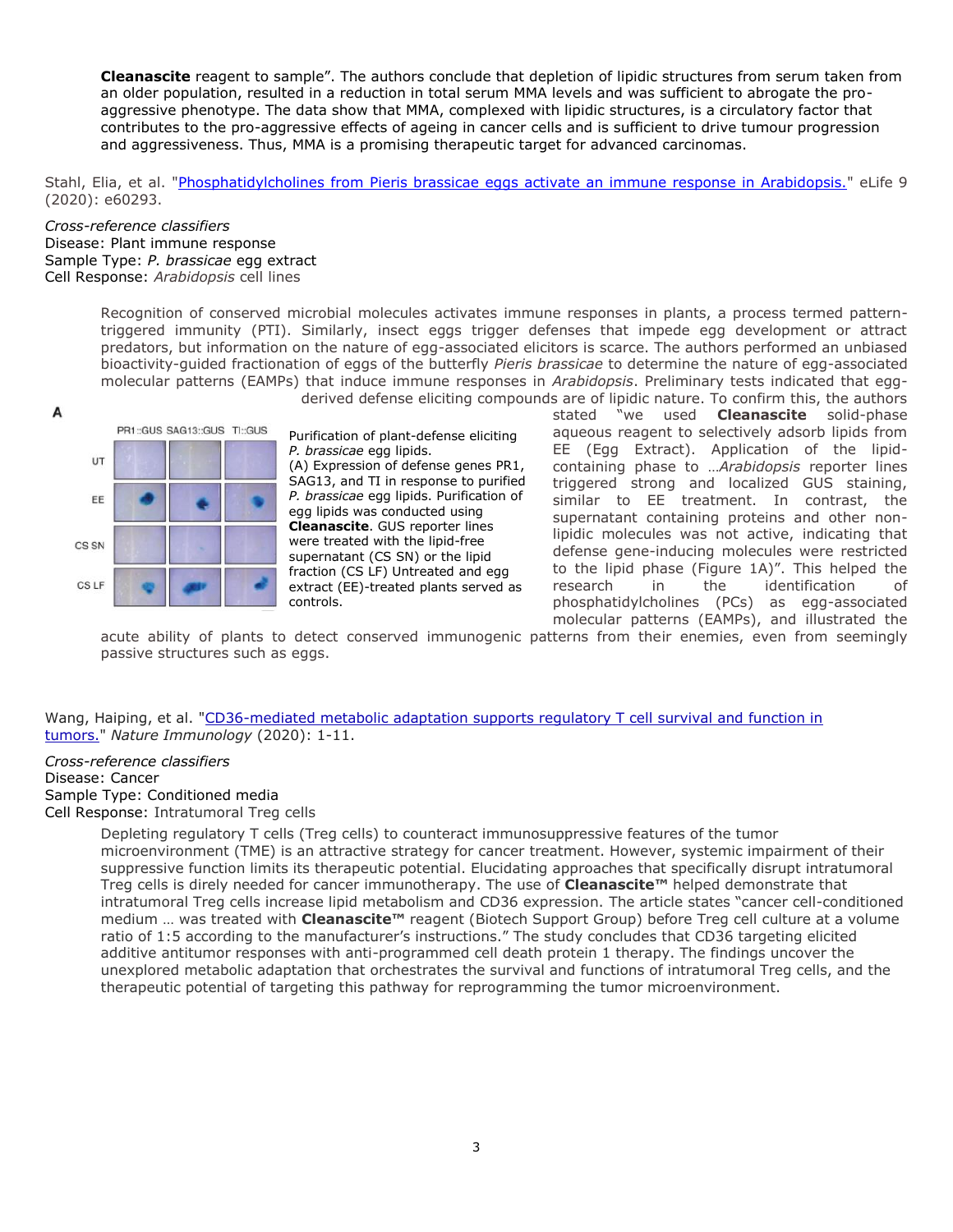**Cleanascite** reagent to sample". The authors conclude that depletion of lipidic structures from serum taken from an older population, resulted in a reduction in total serum MMA levels and was sufficient to abrogate the pro-aggressive phenotype. The data show that MMA, complexed with lipidic structures, is a circulatory factor that contributes to the pro-aggressive effects of ageing in cancer cells and is sufficient to drive tumour progression and aggressiveness. Thus, MMA is a promising therapeutic target for advanced carcinomas.

Stahl, Elia, et al. "[Phosphatidylcholines from Pieris brassicae eggs activate an immune response in Arabidopsis.]" eLife 9 (2020): e60293.

*Cross-reference classifiers*
Disease: Plant immune response
Sample Type: *P. brassicae* egg extract
Cell Response: *Arabidopsis* cell lines

Recognition of conserved microbial molecules activates immune responses in plants, a process termed pattern-triggered immunity (PTI). Similarly, insect eggs trigger defenses that impede egg development or attract predators, but information on the nature of egg-associated elicitors is scarce. The authors performed an unbiased bioactivity-guided fractionation of eggs of the butterfly *Pieris brassicae* to determine the nature of egg-associated molecular patterns (EAMPs) that induce immune responses in *Arabidopsis*. Preliminary tests indicated that egg-derived defense eliciting compounds are of lipidic nature. To confirm this, the authors stated "we used **Cleanascite** solid-phase aqueous reagent to selectively adsorb lipids from EE (Egg Extract). Application of the lipid-containing phase to …*Arabidopsis* reporter lines triggered strong and localized GUS staining, similar to EE treatment. In contrast, the supernatant containing proteins and other non-lipidic molecules was not active, indicating that defense gene-inducing molecules were restricted to the lipid phase (Figure 1A)". This helped the research in the identification of phosphatidylcholines (PCs) as egg-associated molecular patterns (EAMPs), and illustrated the acute ability of plants to detect conserved immunogenic patterns from their enemies, even from seemingly passive structures such as eggs.

A

| | PR1::GUS | SAG13::GUS | TI::GUS |
|---|---|---|---|
| UT | | | |
| EE | | | |
| CS SN | | | |
| CS LF | | | |

Purification of plant-defense eliciting *P. brassicae* egg lipids.
(A) Expression of defense genes PR1, SAG13, and TI in response to purified *P. brassicae* egg lipids. Purification of egg lipids was conducted using **Cleanascite**. GUS reporter lines were treated with the lipid-free supernatant (CS SN) or the lipid fraction (CS LF) Untreated and egg extract (EE)-treated plants served as controls.

Wang, Haiping, et al. "[CD36-mediated metabolic adaptation supports regulatory T cell survival and function in tumors.]" *Nature Immunology* (2020): 1-11.

*Cross-reference classifiers*
Disease: Cancer
Sample Type: Conditioned media
Cell Response: Intratumoral Treg cells

Depleting regulatory T cells (Treg cells) to counteract immunosuppressive features of the tumor microenvironment (TME) is an attractive strategy for cancer treatment. However, systemic impairment of their suppressive function limits its therapeutic potential. Elucidating approaches that specifically disrupt intratumoral Treg cells is direly needed for cancer immunotherapy. The use of **Cleanascite™** helped demonstrate that intratumoral Treg cells increase lipid metabolism and CD36 expression. The article states "cancer cell-conditioned medium … was treated with **Cleanascite™** reagent (Biotech Support Group) before Treg cell culture at a volume ratio of 1:5 according to the manufacturer's instructions." The study concludes that CD36 targeting elicited additive antitumor responses with anti-programmed cell death protein 1 therapy. The findings uncover the unexplored metabolic adaptation that orchestrates the survival and functions of intratumoral Treg cells, and the therapeutic potential of targeting this pathway for reprogramming the tumor microenvironment.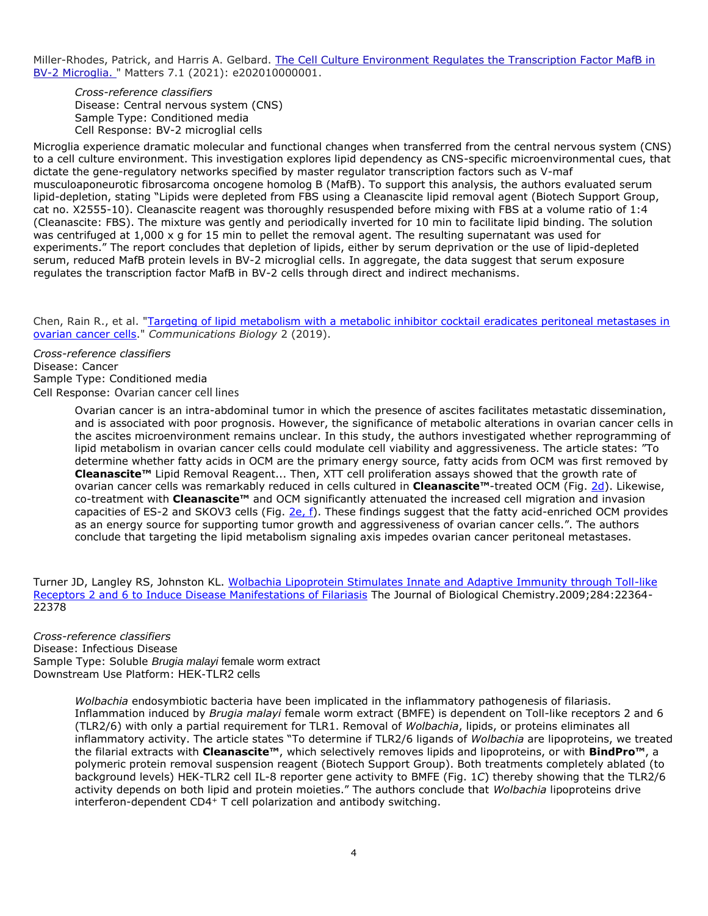Miller-Rhodes, Patrick, and Harris A. Gelbard. [The Cell Culture Environment Regulates the Transcription Factor MafB in BV-2 Microglia.](#) " Matters 7.1 (2021): e202010000001.

> *Cross-reference classifiers*
> Disease: Central nervous system (CNS)
> Sample Type: Conditioned media
> Cell Response: BV-2 microglial cells

Microglia experience dramatic molecular and functional changes when transferred from the central nervous system (CNS) to a cell culture environment. This investigation explores lipid dependency as CNS-specific microenvironmental cues, that dictate the gene-regulatory networks specified by master regulator transcription factors such as V-maf musculoaponeurotic fibrosarcoma oncogene homolog B (MafB). To support this analysis, the authors evaluated serum lipid-depletion, stating "Lipids were depleted from FBS using a Cleanascite lipid removal agent (Biotech Support Group, cat no. X2555-10). Cleanascite reagent was thoroughly resuspended before mixing with FBS at a volume ratio of 1:4 (Cleanascite: FBS). The mixture was gently and periodically inverted for 10 min to facilitate lipid binding. The solution was centrifuged at 1,000 x g for 15 min to pellet the removal agent. The resulting supernatant was used for experiments." The report concludes that depletion of lipids, either by serum deprivation or the use of lipid-depleted serum, reduced MafB protein levels in BV-2 microglial cells. In aggregate, the data suggest that serum exposure regulates the transcription factor MafB in BV-2 cells through direct and indirect mechanisms.

Chen, Rain R., et al. "[Targeting of lipid metabolism with a metabolic inhibitor cocktail eradicates peritoneal metastases in ovarian cancer cells](#)." *Communications Biology* 2 (2019).

*Cross-reference classifiers*
Disease: Cancer
Sample Type: Conditioned media
Cell Response: Ovarian cancer cell lines

> Ovarian cancer is an intra-abdominal tumor in which the presence of ascites facilitates metastatic dissemination, and is associated with poor prognosis. However, the significance of metabolic alterations in ovarian cancer cells in the ascites microenvironment remains unclear. In this study, the authors investigated whether reprogramming of lipid metabolism in ovarian cancer cells could modulate cell viability and aggressiveness. The article states: "To determine whether fatty acids in OCM are the primary energy source, fatty acids from OCM was first removed by **Cleanascite™** Lipid Removal Reagent... Then, XTT cell proliferation assays showed that the growth rate of ovarian cancer cells was remarkably reduced in cells cultured in **Cleanascite™**-treated OCM (Fig. 2d). Likewise, co-treatment with **Cleanascite™** and OCM significantly attenuated the increased cell migration and invasion capacities of ES-2 and SKOV3 cells (Fig. 2e, f). These findings suggest that the fatty acid-enriched OCM provides as an energy source for supporting tumor growth and aggressiveness of ovarian cancer cells.". The authors conclude that targeting the lipid metabolism signaling axis impedes ovarian cancer peritoneal metastases.

Turner JD, Langley RS, Johnston KL. [Wolbachia Lipoprotein Stimulates Innate and Adaptive Immunity through Toll-like Receptors 2 and 6 to Induce Disease Manifestations of Filariasis](#) The Journal of Biological Chemistry.2009;284:22364-22378

*Cross-reference classifiers*
Disease: Infectious Disease
Sample Type: Soluble *Brugia malayi* female worm extract
Downstream Use Platform: HEK-TLR2 cells

> *Wolbachia* endosymbiotic bacteria have been implicated in the inflammatory pathogenesis of filariasis. Inflammation induced by *Brugia malayi* female worm extract (BMFE) is dependent on Toll-like receptors 2 and 6 (TLR2/6) with only a partial requirement for TLR1. Removal of *Wolbachia*, lipids, or proteins eliminates all inflammatory activity. The article states "To determine if TLR2/6 ligands of *Wolbachia* are lipoproteins, we treated the filarial extracts with **Cleanascite™**, which selectively removes lipids and lipoproteins, or with **BindPro™**, a polymeric protein removal suspension reagent (Biotech Support Group). Both treatments completely ablated (to background levels) HEK-TLR2 cell IL-8 reporter gene activity to BMFE (Fig. 1*C*) thereby showing that the TLR2/6 activity depends on both lipid and protein moieties." The authors conclude that *Wolbachia* lipoproteins drive interferon-dependent $CD4^+$ T cell polarization and antibody switching.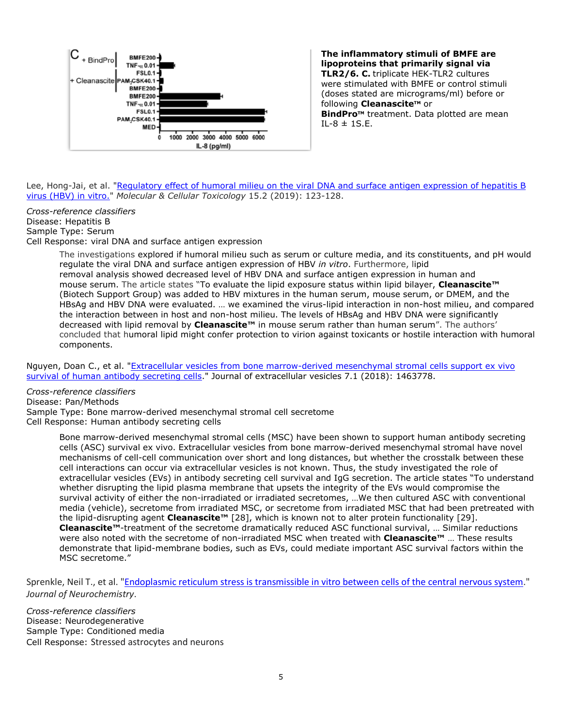**The inflammatory stimuli of BMFE are lipoproteins that primarily signal via TLR2/6. C.** triplicate HEK-TLR2 cultures were stimulated with BMFE or control stimuli (doses stated are micrograms/ml) before or following **Cleanascite™** or **BindPro™** treatment. Data plotted are mean IL-8 ± 1S.E.

Lee, Hong-Jai, et al. "[Regulatory effect of humoral milieu on the viral DNA and surface antigen expression of hepatitis B virus (HBV) in vitro.]()" *Molecular & Cellular Toxicology* 15.2 (2019): 123-128.

*Cross-reference classifiers*
Disease: Hepatitis B
Sample Type: Serum
Cell Response: viral DNA and surface antigen expression

> The investigations explored if humoral milieu such as serum or culture media, and its constituents, and pH would regulate the viral DNA and surface antigen expression of HBV *in vitro*. Furthermore, lipid removal analysis showed decreased level of HBV DNA and surface antigen expression in human and mouse serum. The article states "To evaluate the lipid exposure status within lipid bilayer, **Cleanascite™** (Biotech Support Group) was added to HBV mixtures in the human serum, mouse serum, or DMEM, and the HBsAg and HBV DNA were evaluated. … we examined the virus-lipid interaction in non-host milieu, and compared the interaction between in host and non-host milieu. The levels of HBsAg and HBV DNA were significantly decreased with lipid removal by **Cleanascite™** in mouse serum rather than human serum". The authors' concluded that humoral lipid might confer protection to virion against toxicants or hostile interaction with humoral components.

Nguyen, Doan C., et al. "[Extracellular vesicles from bone marrow-derived mesenchymal stromal cells support ex vivo survival of human antibody secreting cells]()." Journal of extracellular vesicles 7.1 (2018): 1463778.

*Cross-reference classifiers*
Disease: Pan/Methods
Sample Type: Bone marrow-derived mesenchymal stromal cell secretome
Cell Response: Human antibody secreting cells

> Bone marrow-derived mesenchymal stromal cells (MSC) have been shown to support human antibody secreting cells (ASC) survival ex vivo. Extracellular vesicles from bone marrow-derived mesenchymal stromal have novel mechanisms of cell-cell communication over short and long distances, but whether the crosstalk between these cell interactions can occur via extracellular vesicles is not known. Thus, the study investigated the role of extracellular vesicles (EVs) in antibody secreting cell survival and IgG secretion. The article states "To understand whether disrupting the lipid plasma membrane that upsets the integrity of the EVs would compromise the survival activity of either the non-irradiated or irradiated secretomes, …We then cultured ASC with conventional media (vehicle), secretome from irradiated MSC, or secretome from irradiated MSC that had been pretreated with the lipid-disrupting agent **Cleanascite™** [28], which is known not to alter protein functionality [29]. **Cleanascite™**-treatment of the secretome dramatically reduced ASC functional survival, … Similar reductions were also noted with the secretome of non-irradiated MSC when treated with **Cleanascite™** … These results demonstrate that lipid-membrane bodies, such as EVs, could mediate important ASC survival factors within the MSC secretome."

Sprenkle, Neil T., et al. "[Endoplasmic reticulum stress is transmissible in vitro between cells of the central nervous system]()." *Journal of Neurochemistry*.

*Cross-reference classifiers*
Disease: Neurodegenerative
Sample Type: Conditioned media
Cell Response: Stressed astrocytes and neurons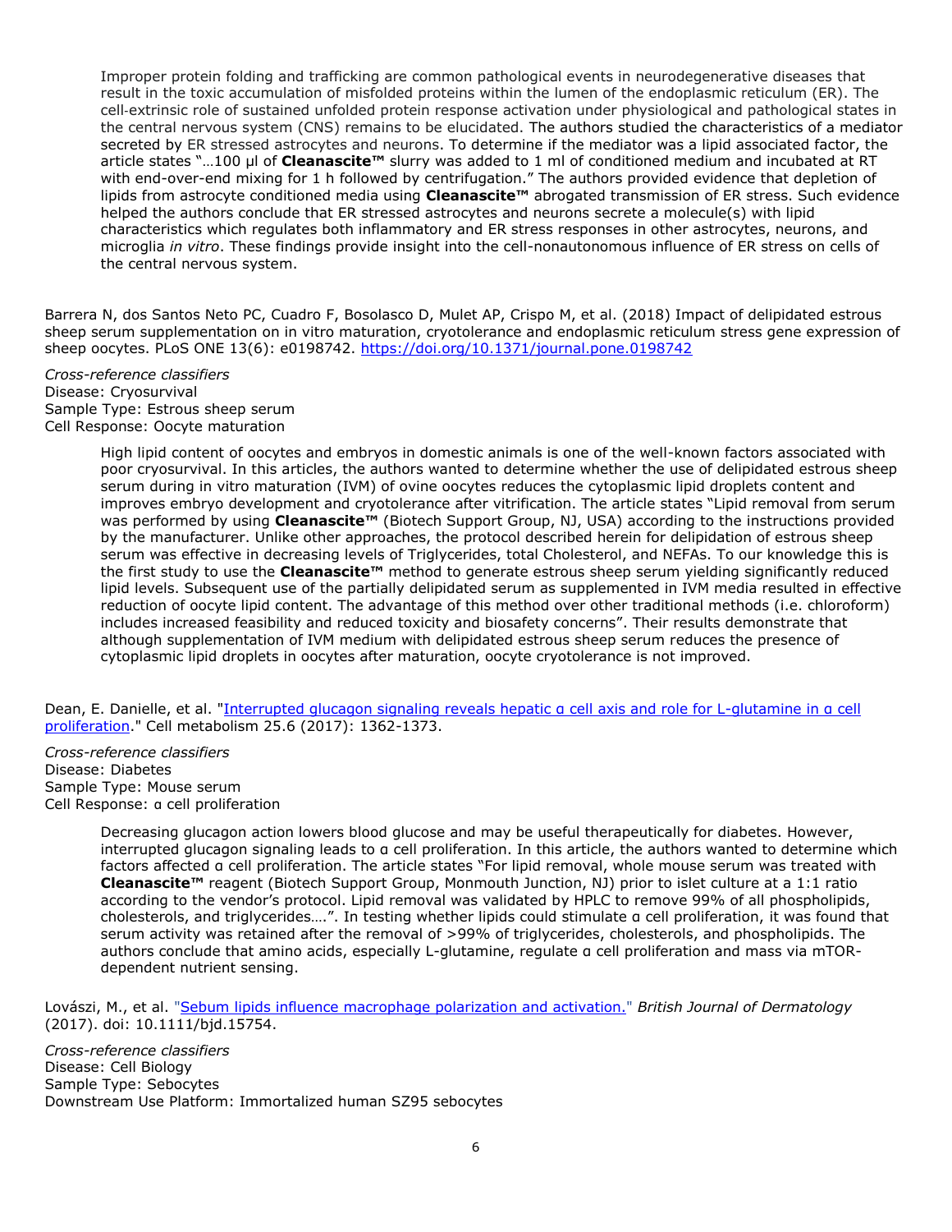> Improper protein folding and trafficking are common pathological events in neurodegenerative diseases that result in the toxic accumulation of misfolded proteins within the lumen of the endoplasmic reticulum (ER). The cell-extrinsic role of sustained unfolded protein response activation under physiological and pathological states in the central nervous system (CNS) remains to be elucidated. The authors studied the characteristics of a mediator secreted by ER stressed astrocytes and neurons. To determine if the mediator was a lipid associated factor, the article states "…100 µl of **Cleanascite™** slurry was added to 1 ml of conditioned medium and incubated at RT with end-over-end mixing for 1 h followed by centrifugation." The authors provided evidence that depletion of lipids from astrocyte conditioned media using **Cleanascite™** abrogated transmission of ER stress. Such evidence helped the authors conclude that ER stressed astrocytes and neurons secrete a molecule(s) with lipid characteristics which regulates both inflammatory and ER stress responses in other astrocytes, neurons, and microglia *in vitro*. These findings provide insight into the cell-nonautonomous influence of ER stress on cells of the central nervous system.

Barrera N, dos Santos Neto PC, Cuadro F, Bosolasco D, Mulet AP, Crispo M, et al. (2018) Impact of delipidated estrous sheep serum supplementation on in vitro maturation, cryotolerance and endoplasmic reticulum stress gene expression of sheep oocytes. PLoS ONE 13(6): e0198742. https://doi.org/10.1371/journal.pone.0198742

*Cross-reference classifiers*
Disease: Cryosurvival
Sample Type: Estrous sheep serum
Cell Response: Oocyte maturation

> High lipid content of oocytes and embryos in domestic animals is one of the well-known factors associated with poor cryosurvival. In this articles, the authors wanted to determine whether the use of delipidated estrous sheep serum during in vitro maturation (IVM) of ovine oocytes reduces the cytoplasmic lipid droplets content and improves embryo development and cryotolerance after vitrification. The article states "Lipid removal from serum was performed by using **Cleanascite™** (Biotech Support Group, NJ, USA) according to the instructions provided by the manufacturer. Unlike other approaches, the protocol described herein for delipidation of estrous sheep serum was effective in decreasing levels of Triglycerides, total Cholesterol, and NEFAs. To our knowledge this is the first study to use the **Cleanascite™** method to generate estrous sheep serum yielding significantly reduced lipid levels. Subsequent use of the partially delipidated serum as supplemented in IVM media resulted in effective reduction of oocyte lipid content. The advantage of this method over other traditional methods (i.e. chloroform) includes increased feasibility and reduced toxicity and biosafety concerns". Their results demonstrate that although supplementation of IVM medium with delipidated estrous sheep serum reduces the presence of cytoplasmic lipid droplets in oocytes after maturation, oocyte cryotolerance is not improved.

Dean, E. Danielle, et al. "Interrupted glucagon signaling reveals hepatic α cell axis and role for L-glutamine in α cell proliferation." Cell metabolism 25.6 (2017): 1362-1373.

*Cross-reference classifiers*
Disease: Diabetes
Sample Type: Mouse serum
Cell Response: α cell proliferation

> Decreasing glucagon action lowers blood glucose and may be useful therapeutically for diabetes. However, interrupted glucagon signaling leads to α cell proliferation. In this article, the authors wanted to determine which factors affected α cell proliferation. The article states "For lipid removal, whole mouse serum was treated with **Cleanascite™** reagent (Biotech Support Group, Monmouth Junction, NJ) prior to islet culture at a 1:1 ratio according to the vendor's protocol. Lipid removal was validated by HPLC to remove 99% of all phospholipids, cholesterols, and triglycerides….". In testing whether lipids could stimulate α cell proliferation, it was found that serum activity was retained after the removal of >99% of triglycerides, cholesterols, and phospholipids. The authors conclude that amino acids, especially L-glutamine, regulate α cell proliferation and mass via mTOR-dependent nutrient sensing.

Lovászi, M., et al. "Sebum lipids influence macrophage polarization and activation." *British Journal of Dermatology* (2017). doi: 10.1111/bjd.15754.

*Cross-reference classifiers*
Disease: Cell Biology
Sample Type: Sebocytes
Downstream Use Platform: Immortalized human SZ95 sebocytes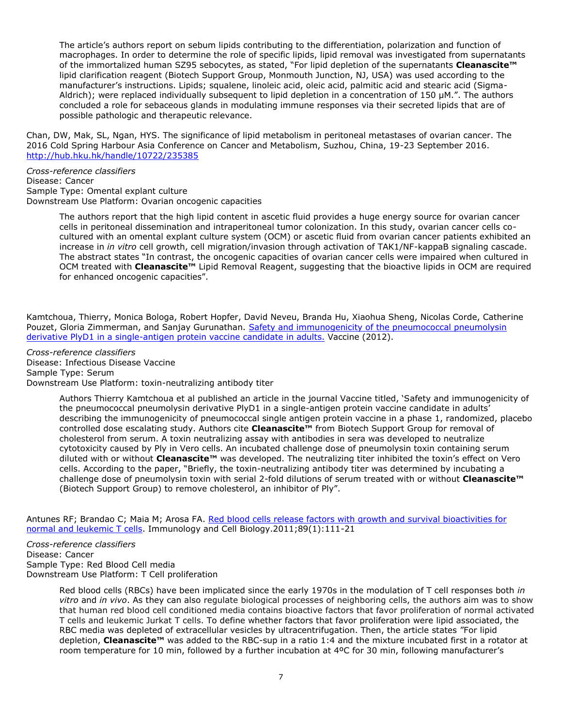> The article's authors report on sebum lipids contributing to the differentiation, polarization and function of macrophages. In order to determine the role of specific lipids, lipid removal was investigated from supernatants of the immortalized human SZ95 sebocytes, as stated, "For lipid depletion of the supernatants **Cleanascite™** lipid clarification reagent (Biotech Support Group, Monmouth Junction, NJ, USA) was used according to the manufacturer's instructions. Lipids; squalene, linoleic acid, oleic acid, palmitic acid and stearic acid (Sigma-Aldrich); were replaced individually subsequent to lipid depletion in a concentration of 150 µM.". The authors concluded a role for sebaceous glands in modulating immune responses via their secreted lipids that are of possible pathologic and therapeutic relevance.

Chan, DW, Mak, SL, Ngan, HYS. The significance of lipid metabolism in peritoneal metastases of ovarian cancer. The 2016 Cold Spring Harbour Asia Conference on Cancer and Metabolism, Suzhou, China, 19-23 September 2016. http://hub.hku.hk/handle/10722/235385

*Cross-reference classifiers*
Disease: Cancer
Sample Type: Omental explant culture
Downstream Use Platform: Ovarian oncogenic capacities

> The authors report that the high lipid content in ascetic fluid provides a huge energy source for ovarian cancer cells in peritoneal dissemination and intraperitoneal tumor colonization. In this study, ovarian cancer cells co-cultured with an omental explant culture system (OCM) or ascetic fluid from ovarian cancer patients exhibited an increase in *in vitro* cell growth, cell migration/invasion through activation of TAK1/NF-kappaB signaling cascade. The abstract states "In contrast, the oncogenic capacities of ovarian cancer cells were impaired when cultured in OCM treated with **Cleanascite™** Lipid Removal Reagent, suggesting that the bioactive lipids in OCM are required for enhanced oncogenic capacities".

Kamtchoua, Thierry, Monica Bologa, Robert Hopfer, David Neveu, Branda Hu, Xiaohua Sheng, Nicolas Corde, Catherine Pouzet, Gloria Zimmerman, and Sanjay Gurunathan. Safety and immunogenicity of the pneumococcal pneumolysin derivative PlyD1 in a single-antigen protein vaccine candidate in adults. Vaccine (2012).

*Cross-reference classifiers*
Disease: Infectious Disease Vaccine
Sample Type: Serum
Downstream Use Platform: toxin-neutralizing antibody titer

> Authors Thierry Kamtchoua et al published an article in the journal Vaccine titled, 'Safety and immunogenicity of the pneumococcal pneumolysin derivative PlyD1 in a single-antigen protein vaccine candidate in adults' describing the immunogenicity of pneumococcal single antigen protein vaccine in a phase 1, randomized, placebo controlled dose escalating study. Authors cite **Cleanascite™** from Biotech Support Group for removal of cholesterol from serum. A toxin neutralizing assay with antibodies in sera was developed to neutralize cytotoxicity caused by Ply in Vero cells. An incubated challenge dose of pneumolysin toxin containing serum diluted with or without **Cleanascite™** was developed. The neutralizing titer inhibited the toxin's effect on Vero cells. According to the paper, "Briefly, the toxin-neutralizing antibody titer was determined by incubating a challenge dose of pneumolysin toxin with serial 2-fold dilutions of serum treated with or without **Cleanascite™** (Biotech Support Group) to remove cholesterol, an inhibitor of Ply".

Antunes RF; Brandao C; Maia M; Arosa FA. Red blood cells release factors with growth and survival bioactivities for normal and leukemic T cells. Immunology and Cell Biology.2011;89(1):111-21

*Cross-reference classifiers*
Disease: Cancer
Sample Type: Red Blood Cell media
Downstream Use Platform: T Cell proliferation

> Red blood cells (RBCs) have been implicated since the early 1970s in the modulation of T cell responses both *in vitro* and *in vivo*. As they can also regulate biological processes of neighboring cells, the authors aim was to show that human red blood cell conditioned media contains bioactive factors that favor proliferation of normal activated T cells and leukemic Jurkat T cells. To define whether factors that favor proliferation were lipid associated, the RBC media was depleted of extracellular vesicles by ultracentrifugation. Then, the article states "For lipid depletion, **Cleanascite™** was added to the RBC-sup in a ratio 1:4 and the mixture incubated first in a rotator at room temperature for 10 min, followed by a further incubation at 4ºC for 30 min, following manufacturer's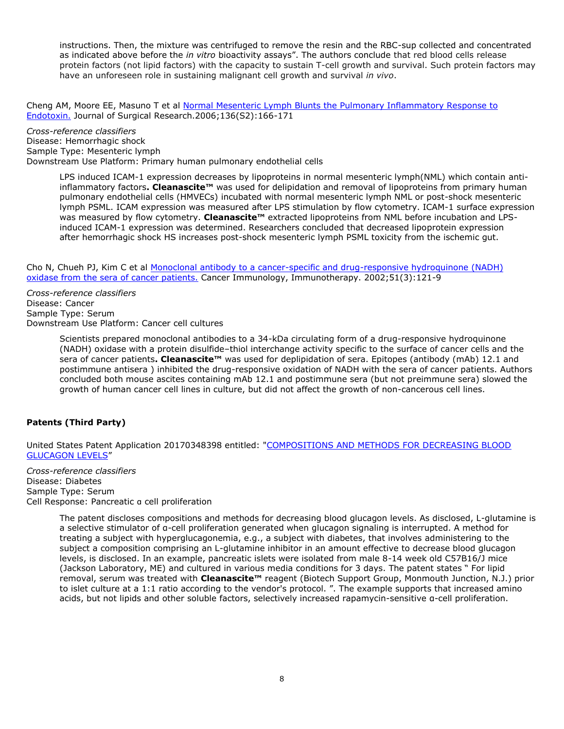instructions. Then, the mixture was centrifuged to remove the resin and the RBC-sup collected and concentrated as indicated above before the *in vitro* bioactivity assays". The authors conclude that red blood cells release protein factors (not lipid factors) with the capacity to sustain T-cell growth and survival. Such protein factors may have an unforeseen role in sustaining malignant cell growth and survival *in vivo*.

Cheng AM, Moore EE, Masuno T et al [Normal Mesenteric Lymph Blunts the Pulmonary Inflammatory Response to Endotoxin.]() Journal of Surgical Research.2006;136(S2):166-171

*Cross-reference classifiers*
Disease: Hemorrhagic shock
Sample Type: Mesenteric lymph
Downstream Use Platform: Primary human pulmonary endothelial cells

> LPS induced ICAM-1 expression decreases by lipoproteins in normal mesenteric lymph(NML) which contain anti-inflammatory factors**. Cleanascite™** was used for delipidation and removal of lipoproteins from primary human pulmonary endothelial cells (HMVECs) incubated with normal mesenteric lymph NML or post-shock mesenteric lymph PSML. ICAM expression was measured after LPS stimulation by flow cytometry. ICAM-1 surface expression was measured by flow cytometry. **Cleanascite™** extracted lipoproteins from NML before incubation and LPS-induced ICAM-1 expression was determined. Researchers concluded that decreased lipoprotein expression after hemorrhagic shock HS increases post-shock mesenteric lymph PSML toxicity from the ischemic gut.

Cho N, Chueh PJ, Kim C et al [Monoclonal antibody to a cancer-specific and drug-responsive hydroquinone (NADH) oxidase from the sera of cancer patients.]() Cancer Immunology, Immunotherapy. 2002;51(3):121-9

*Cross-reference classifiers*
Disease: Cancer
Sample Type: Serum
Downstream Use Platform: Cancer cell cultures

> Scientists prepared monoclonal antibodies to a 34-kDa circulating form of a drug-responsive hydroquinone (NADH) oxidase with a protein disulfide–thiol interchange activity specific to the surface of cancer cells and the sera of cancer patients**. Cleanascite™** was used for deplipidation of sera. Epitopes (antibody (mAb) 12.1 and postimmune antisera ) inhibited the drug-responsive oxidation of NADH with the sera of cancer patients. Authors concluded both mouse ascites containing mAb 12.1 and postimmune sera (but not preimmune sera) slowed the growth of human cancer cell lines in culture, but did not affect the growth of non-cancerous cell lines.

**Patents (Third Party)**

United States Patent Application 20170348398 entitled: "[COMPOSITIONS AND METHODS FOR DECREASING BLOOD GLUCAGON LEVELS]()"

*Cross-reference classifiers*
Disease: Diabetes
Sample Type: Serum
Cell Response: Pancreatic α cell proliferation

> The patent discloses compositions and methods for decreasing blood glucagon levels. As disclosed, L-glutamine is a selective stimulator of α-cell proliferation generated when glucagon signaling is interrupted. A method for treating a subject with hyperglucagonemia, e.g., a subject with diabetes, that involves administering to the subject a composition comprising an L-glutamine inhibitor in an amount effective to decrease blood glucagon levels, is disclosed. In an example, pancreatic islets were isolated from male 8-14 week old C57B16/J mice (Jackson Laboratory, ME) and cultured in various media conditions for 3 days. The patent states " For lipid removal, serum was treated with **Cleanascite™** reagent (Biotech Support Group, Monmouth Junction, N.J.) prior to islet culture at a 1:1 ratio according to the vendor's protocol. ". The example supports that increased amino acids, but not lipids and other soluble factors, selectively increased rapamycin-sensitive α-cell proliferation.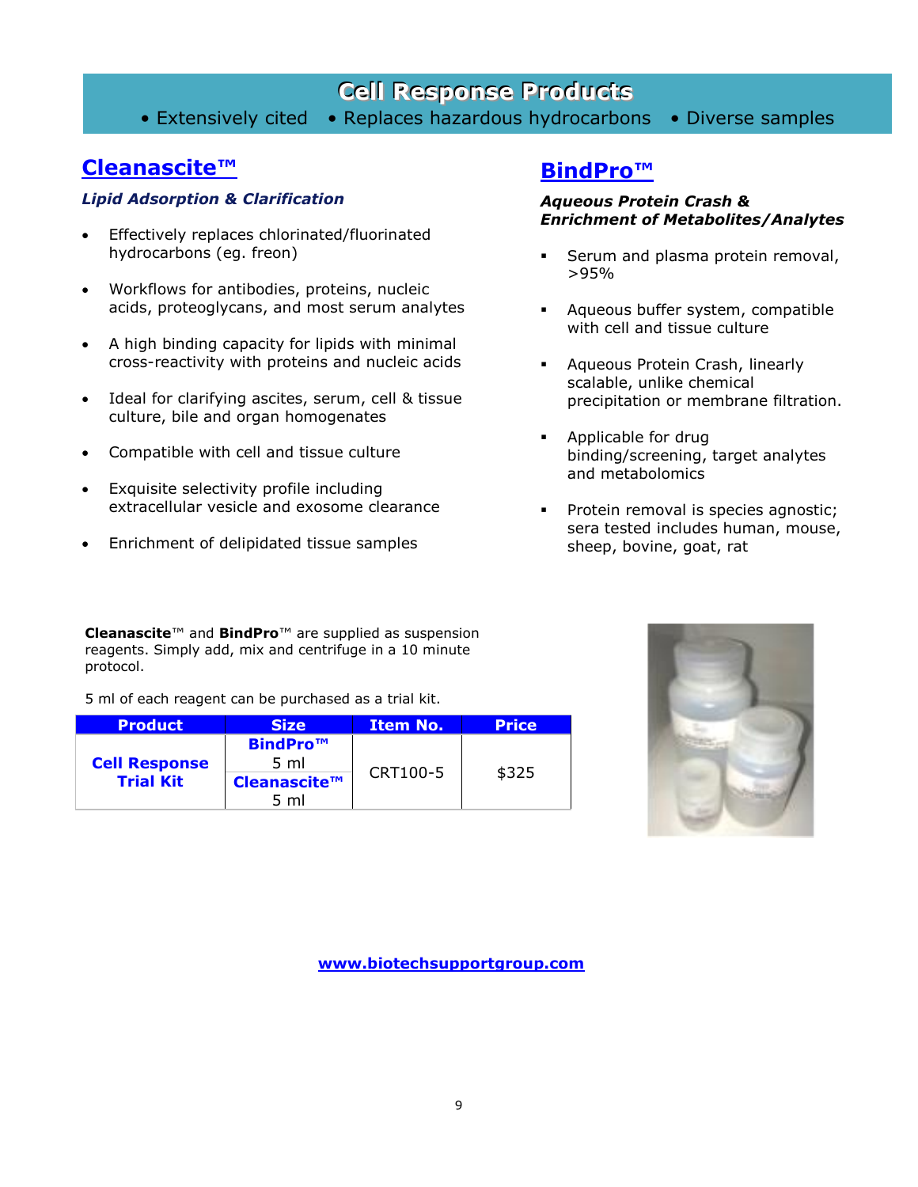# Cell Response Products

• Extensively cited • Replaces hazardous hydrocarbons • Diverse samples

## Cleanascite™

***Lipid Adsorption & Clarification***

- Effectively replaces chlorinated/fluorinated hydrocarbons (eg. freon)
- Workflows for antibodies, proteins, nucleic acids, proteoglycans, and most serum analytes
- A high binding capacity for lipids with minimal cross-reactivity with proteins and nucleic acids
- Ideal for clarifying ascites, serum, cell & tissue culture, bile and organ homogenates
- Compatible with cell and tissue culture
- Exquisite selectivity profile including extracellular vesicle and exosome clearance
- Enrichment of delipidated tissue samples

## BindPro™

***Aqueous Protein Crash & Enrichment of Metabolites/Analytes***

- Serum and plasma protein removal, >95%
- Aqueous buffer system, compatible with cell and tissue culture
- Aqueous Protein Crash, linearly scalable, unlike chemical precipitation or membrane filtration.
- Applicable for drug binding/screening, target analytes and metabolomics
- Protein removal is species agnostic; sera tested includes human, mouse, sheep, bovine, goat, rat

**Cleanascite**™ and **BindPro**™ are supplied as suspension reagents. Simply add, mix and centrifuge in a 10 minute protocol.

5 ml of each reagent can be purchased as a trial kit.

| Product | Size | Item No. | Price |
|---|---|---|---|
| **Cell Response Trial Kit** | **BindPro™** 5 ml<br>**Cleanascite™** 5 ml | CRT100-5 | $325 |

www.biotechsupportgroup.com